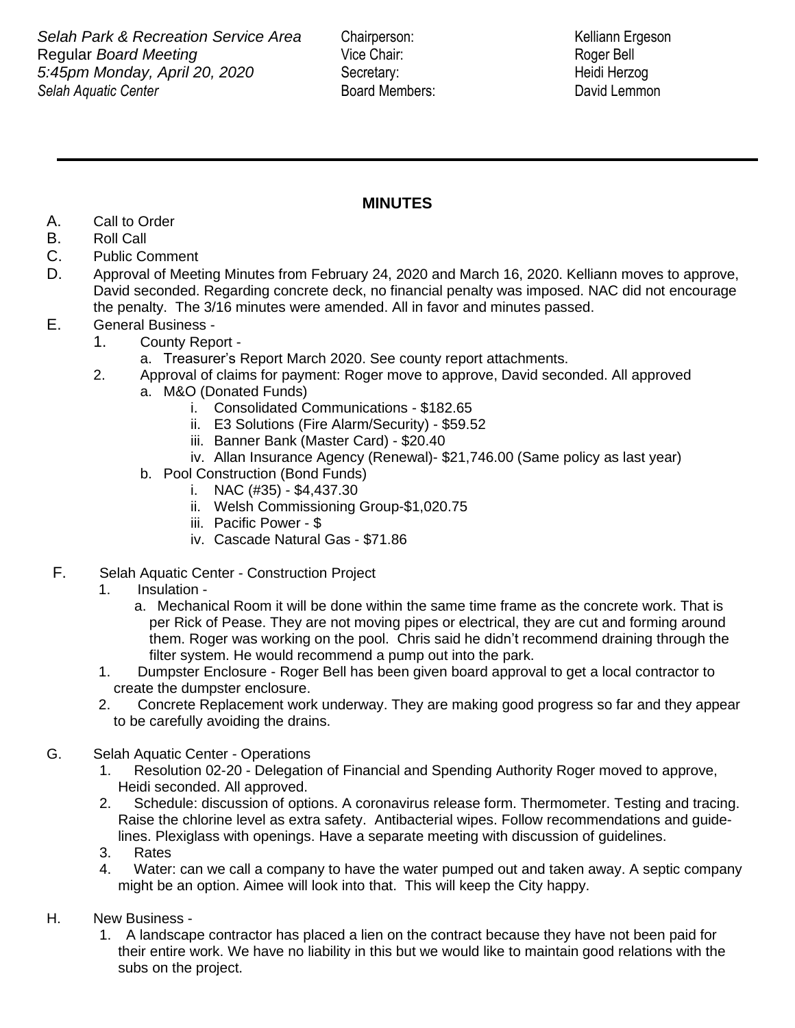*Selah Park & Recreation Service Area*
Regular *Board Meeting*
*5:45pm Monday, April 20, 2020*
*Selah Aquatic Center*

Chairperson: Kelliann Ergeson
Vice Chair: Roger Bell
Secretary: Heidi Herzog
Board Members: David Lemmon

---

**MINUTES**

A. Call to Order
B. Roll Call
C. Public Comment
D. Approval of Meeting Minutes from February 24, 2020 and March 16, 2020. Kelliann moves to approve, David seconded. Regarding concrete deck, no financial penalty was imposed. NAC did not encourage the penalty. The 3/16 minutes were amended. All in favor and minutes passed.
E. General Business -
   1. County Report -
      a. Treasurer's Report March 2020. See county report attachments.
   2. Approval of claims for payment: Roger move to approve, David seconded. All approved
      a. M&O (Donated Funds)
         i. Consolidated Communications - $182.65
         ii. E3 Solutions (Fire Alarm/Security) - $59.52
         iii. Banner Bank (Master Card) - $20.40
         iv. Allan Insurance Agency (Renewal)- $21,746.00 (Same policy as last year)
      b. Pool Construction (Bond Funds)
         i. NAC (#35) - $4,437.30
         ii. Welsh Commissioning Group-$1,020.75
         iii. Pacific Power - $
         iv. Cascade Natural Gas - $71.86
F. Selah Aquatic Center - Construction Project
   1. Insulation -
      a. Mechanical Room it will be done within the same time frame as the concrete work. That is per Rick of Pease. They are not moving pipes or electrical, they are cut and forming around them. Roger was working on the pool. Chris said he didn't recommend draining through the filter system. He would recommend a pump out into the park.
   1. Dumpster Enclosure - Roger Bell has been given board approval to get a local contractor to create the dumpster enclosure.
   2. Concrete Replacement work underway. They are making good progress so far and they appear to be carefully avoiding the drains.
G. Selah Aquatic Center - Operations
   1. Resolution 02-20 - Delegation of Financial and Spending Authority Roger moved to approve, Heidi seconded. All approved.
   2. Schedule: discussion of options. A coronavirus release form. Thermometer. Testing and tracing. Raise the chlorine level as extra safety. Antibacterial wipes. Follow recommendations and guidelines. Plexiglass with openings. Have a separate meeting with discussion of guidelines.
   3. Rates
   4. Water: can we call a company to have the water pumped out and taken away. A septic company might be an option. Aimee will look into that. This will keep the City happy.
H. New Business -
   1. A landscape contractor has placed a lien on the contract because they have not been paid for their entire work. We have no liability in this but we would like to maintain good relations with the subs on the project.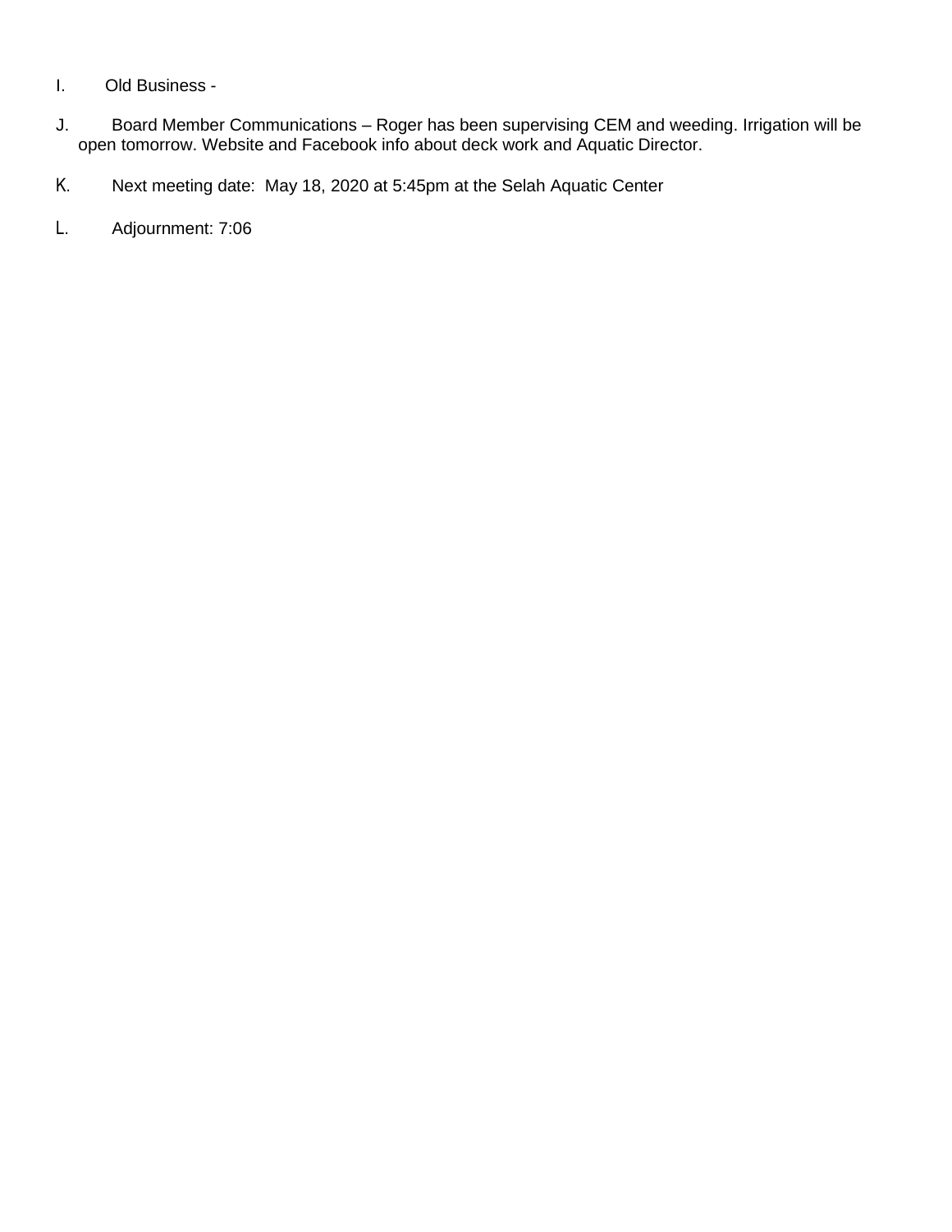I. Old Business -

J. Board Member Communications – Roger has been supervising CEM and weeding. Irrigation will be open tomorrow. Website and Facebook info about deck work and Aquatic Director.

K. Next meeting date: May 18, 2020 at 5:45pm at the Selah Aquatic Center

L. Adjournment: 7:06